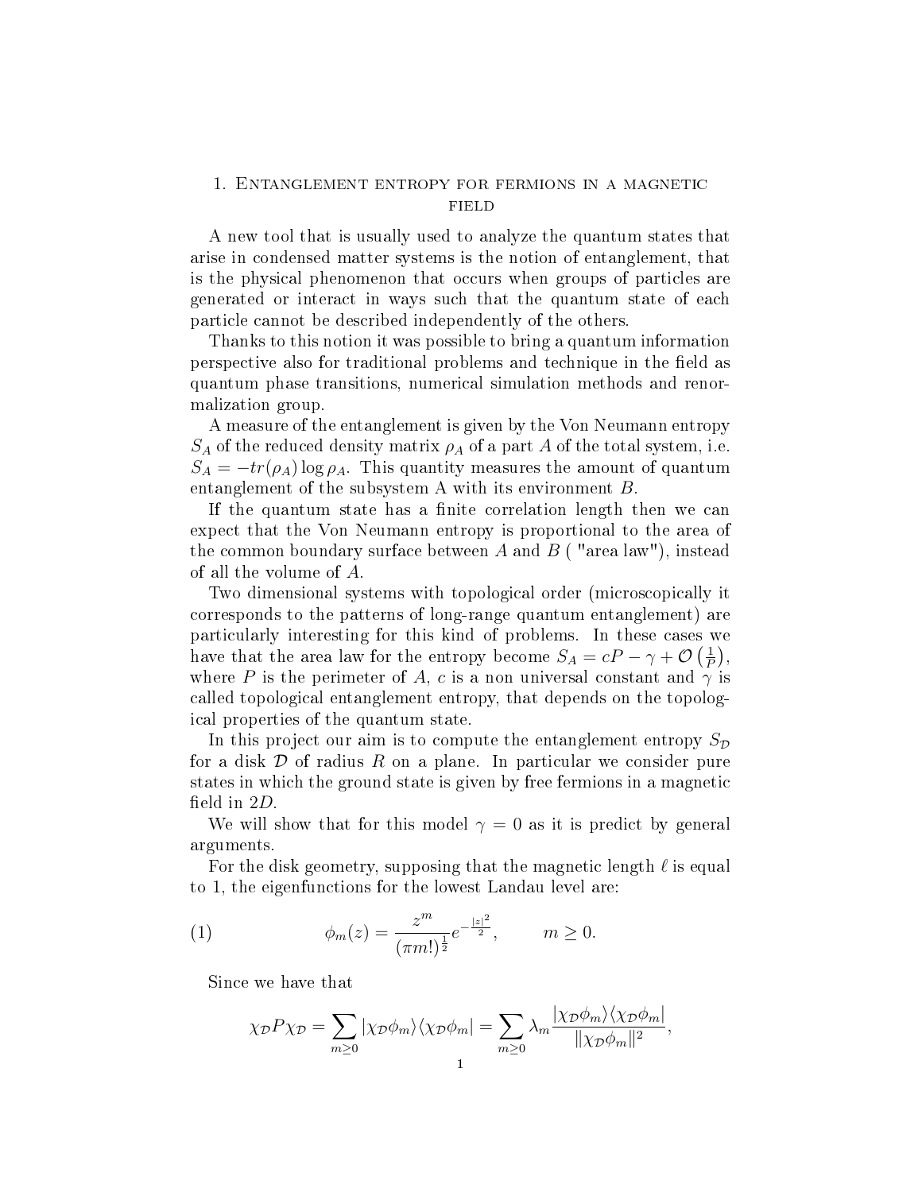# 1. Entanglement entropy for fermions in a magnetic field

A new tool that is usually used to analyze the quantum states that arise in condensed matter systems is the notion of entanglement, that is the physical phenomenon that occurs when groups of particles are generated or interact in ways such that the quantum state of each particle cannot be described independently of the others.

Thanks to this notion it was possible to bring a quantum information perspective also for traditional problems and technique in the field as quantum phase transitions, numerical simulation methods and renormalization group.

A measure of the entanglement is given by the Von Neumann entropy $S_A$ of the reduced density matrix $\rho_A$ of a part $A$ of the total system, i.e. $S_A = -tr(\rho_A)\log \rho_A$. This quantity measures the amount of quantum entanglement of the subsystem A with its environment $B$.

If the quantum state has a finite correlation length then we can expect that the Von Neumann entropy is proportional to the area of the common boundary surface between $A$ and $B$ ( "area law"), instead of all the volume of $A$.

Two dimensional systems with topological order (microscopically it corresponds to the patterns of long-range quantum entanglement) are particularly interesting for this kind of problems. In these cases we have that the area law for the entropy become $S_A = cP - \gamma + \mathcal{O}\left(\frac{1}{P}\right)$, where $P$ is the perimeter of $A$, $c$ is a non universal constant and $\gamma$ is called topological entanglement entropy, that depends on the topological properties of the quantum state.

In this project our aim is to compute the entanglement entropy $S_{\mathcal{D}}$ for a disk $\mathcal{D}$ of radius $R$ on a plane. In particular we consider pure states in which the ground state is given by free fermions in a magnetic field in $2D$.

We will show that for this model $\gamma = 0$ as it is predict by general arguments.

For the disk geometry, supposing that the magnetic length $\ell$ is equal to 1, the eigenfunctions for the lowest Landau level are:

$$\phi_m(z) = \frac{z^m}{(\pi m!)^{\frac{1}{2}}} e^{-\frac{|z|^2}{2}}, \qquad m \geq 0. \tag{1}$$

Since we have that

$$\chi_{\mathcal{D}} P \chi_{\mathcal{D}} = \sum_{m\geq 0} |\chi_{\mathcal{D}}\phi_m\rangle\langle\chi_{\mathcal{D}}\phi_m| = \sum_{m\geq 0} \lambda_m \frac{|\chi_{\mathcal{D}}\phi_m\rangle\langle\chi_{\mathcal{D}}\phi_m|}{\|\chi_{\mathcal{D}}\phi_m\|^2},$$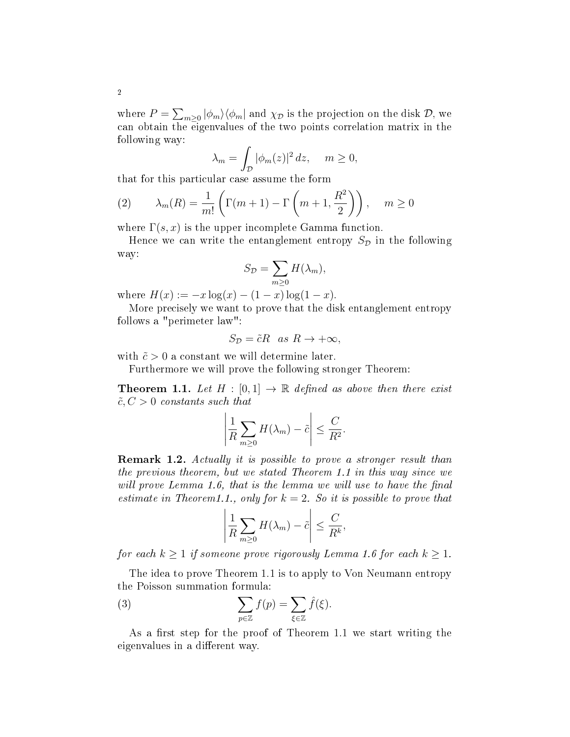where $P = \sum_{m\geq 0} |\phi_m\rangle\langle\phi_m|$ and $\chi_{\mathcal{D}}$ is the projection on the disk $\mathcal{D}$, we can obtain the eigenvalues of the two points correlation matrix in the following way:

$$\lambda_m = \int_{\mathcal{D}} |\phi_m(z)|^2 \, dz, \quad m \geq 0,$$

that for this particular case assume the form

$$\lambda_m(R) = \frac{1}{m!}\left(\Gamma(m+1) - \Gamma\left(m+1, \frac{R^2}{2}\right)\right), \quad m \geq 0 \tag{2}$$

where $\Gamma(s,x)$ is the upper incomplete Gamma function.

Hence we can write the entanglement entropy $S_{\mathcal{D}}$ in the following way:

$$S_{\mathcal{D}} = \sum_{m\geq 0} H(\lambda_m),$$

where $H(x) := -x\log(x) - (1-x)\log(1-x)$.

More precisely we want to prove that the disk entanglement entropy follows a "perimeter law":

$$S_{\mathcal{D}} = \tilde{c}R \quad as\ R \to +\infty,$$

with $\tilde{c} > 0$ a constant we will determine later.

Furthermore we will prove the following stronger Theorem:

**Theorem 1.1.** *Let $H : [0,1] \to \mathbb{R}$ defined as above then there exist $\tilde{c}, C > 0$ constants such that*

$$\left| \frac{1}{R}\sum_{m\geq 0} H(\lambda_m) - \tilde{c} \right| \leq \frac{C}{R^2}.$$

**Remark 1.2.** *Actually it is possible to prove a stronger result than the previous theorem, but we stated Theorem 1.1 in this way since we will prove Lemma 1.6, that is the lemma we will use to have the final estimate in Theorem1.1., only for $k = 2$. So it is possible to prove that*

$$\left| \frac{1}{R}\sum_{m\geq 0} H(\lambda_m) - \tilde{c} \right| \leq \frac{C}{R^k},$$

*for each $k \geq 1$ if someone prove rigorously Lemma 1.6 for each $k \geq 1$.*

The idea to prove Theorem 1.1 is to apply to Von Neumann entropy the Poisson summation formula:

$$\sum_{p\in\mathbb{Z}} f(p) = \sum_{\xi\in\mathbb{Z}} \hat{f}(\xi). \tag{3}$$

As a first step for the proof of Theorem 1.1 we start writing the eigenvalues in a different way.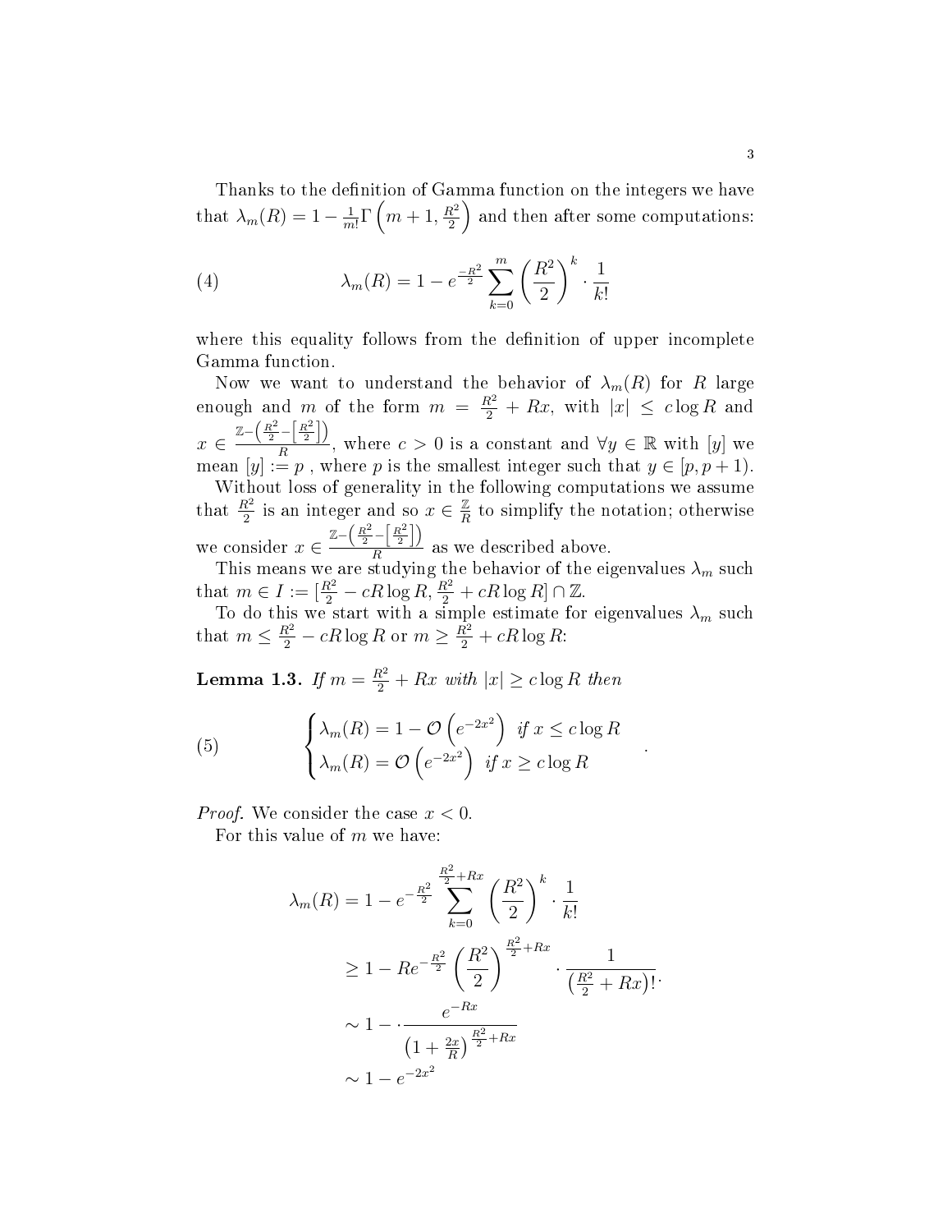Thanks to the definition of Gamma function on the integers we have that $\lambda_m(R) = 1 - \frac{1}{m!}\Gamma\left(m+1, \frac{R^2}{2}\right)$ and then after some computations:

$$\lambda_m(R) = 1 - e^{\frac{-R^2}{2}} \sum_{k=0}^{m} \left(\frac{R^2}{2}\right)^k \cdot \frac{1}{k!} \tag{4}$$

where this equality follows from the definition of upper incomplete Gamma function.

Now we want to understand the behavior of $\lambda_m(R)$ for $R$ large enough and $m$ of the form $m = \frac{R^2}{2} + Rx$, with $|x| \leq c \log R$ and $x \in \frac{\mathbb{Z} - \left(\frac{R^2}{2} - \left[\frac{R^2}{2}\right]\right)}{R}$, where $c > 0$ is a constant and $\forall y \in \mathbb{R}$ with $[y]$ we mean $[y] := p$ , where $p$ is the smallest integer such that $y \in [p, p+1)$.

Without loss of generality in the following computations we assume that $\frac{R^2}{2}$ is an integer and so $x \in \frac{\mathbb{Z}}{R}$ to simplify the notation; otherwise we consider $x \in \frac{\mathbb{Z} - \left(\frac{R^2}{2} - \left[\frac{R^2}{2}\right]\right)}{R}$ as we described above.

This means we are studying the behavior of the eigenvalues $\lambda_m$ such that $m \in I := [\frac{R^2}{2} - cR\log R, \frac{R^2}{2} + cR\log R] \cap \mathbb{Z}$.

To do this we start with a simple estimate for eigenvalues $\lambda_m$ such that $m \leq \frac{R^2}{2} - cR\log R$ or $m \geq \frac{R^2}{2} + cR\log R$:

**Lemma 1.3.** *If $m = \frac{R^2}{2} + Rx$ with $|x| \geq c \log R$ then*

$$\begin{cases} \lambda_m(R) = 1 - \mathcal{O}\left(e^{-2x^2}\right) & \text{if } x \leq c \log R \\ \lambda_m(R) = \mathcal{O}\left(e^{-2x^2}\right) & \text{if } x \geq c \log R \end{cases} . \tag{5}$$

*Proof.* We consider the case $x < 0$.

For this value of $m$ we have:

$$\begin{aligned}
\lambda_m(R) &= 1 - e^{-\frac{R^2}{2}} \sum_{k=0}^{\frac{R^2}{2}+Rx} \left(\frac{R^2}{2}\right)^k \cdot \frac{1}{k!} \\
&\geq 1 - Re^{-\frac{R^2}{2}} \left(\frac{R^2}{2}\right)^{\frac{R^2}{2}+Rx} \cdot \frac{1}{\left(\frac{R^2}{2}+Rx\right)!}. \\
&\sim 1 - \cdot \frac{e^{-Rx}}{\left(1+\frac{2x}{R}\right)^{\frac{R^2}{2}+Rx}} \\
&\sim 1 - e^{-2x^2}
\end{aligned}$$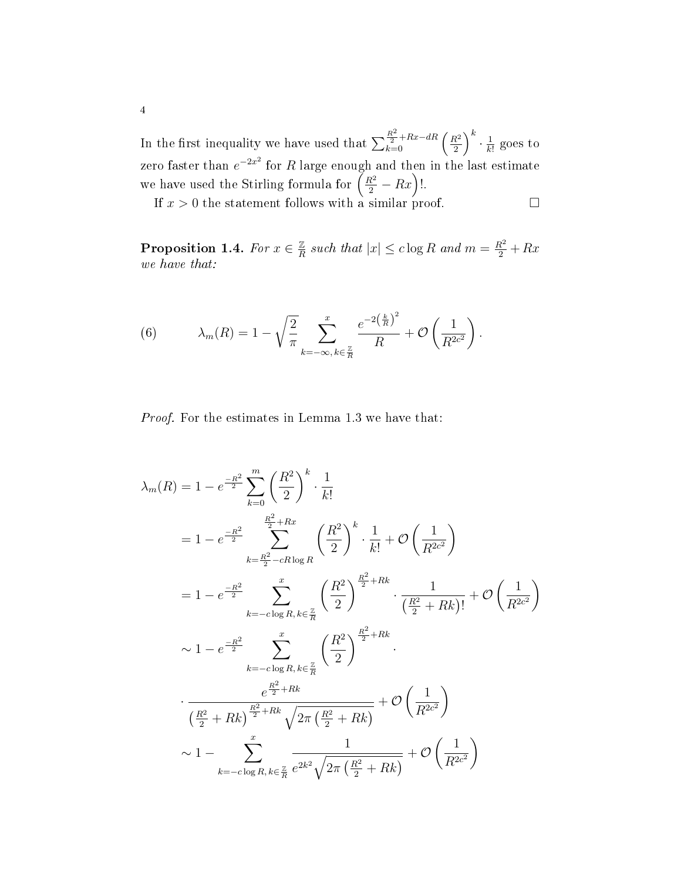In the first inequality we have used that $\sum_{k=0}^{\frac{R^2}{2}+Rx-dR}\left(\frac{R^2}{2}\right)^k \cdot \frac{1}{k!}$ goes to zero faster than $e^{-2x^2}$ for $R$ large enough and then in the last estimate we have used the Stirling formula for $\left(\frac{R^2}{2}-Rx\right)!$.

If $x > 0$ the statement follows with a similar proof. $\square$

**Proposition 1.4.** *For $x \in \frac{\mathbb{Z}}{R}$ such that $|x| \leq c \log R$ and $m = \frac{R^2}{2} + Rx$ we have that:*

$$
\lambda_m(R) = 1 - \sqrt{\frac{2}{\pi}} \sum_{k=-\infty,\, k\in\frac{\mathbb{Z}}{R}}^{x} \frac{e^{-2\left(\frac{k}{R}\right)^2}}{R} + \mathcal{O}\left(\frac{1}{R^{2c^2}}\right). \tag{6}
$$

*Proof.* For the estimates in Lemma 1.3 we have that:

$$
\begin{aligned}
\lambda_m(R) &= 1 - e^{\frac{-R^2}{2}} \sum_{k=0}^{m} \left(\frac{R^2}{2}\right)^k \cdot \frac{1}{k!} \\
&= 1 - e^{\frac{-R^2}{2}} \sum_{k=\frac{R^2}{2}-cR\log R}^{\frac{R^2}{2}+Rx} \left(\frac{R^2}{2}\right)^k \cdot \frac{1}{k!} + \mathcal{O}\left(\frac{1}{R^{2c^2}}\right) \\
&= 1 - e^{\frac{-R^2}{2}} \sum_{k=-c\log R,\, k\in\frac{\mathbb{Z}}{R}}^{x} \left(\frac{R^2}{2}\right)^{\frac{R^2}{2}+Rk} \cdot \frac{1}{\left(\frac{R^2}{2}+Rk\right)!} + \mathcal{O}\left(\frac{1}{R^{2c^2}}\right) \\
&\sim 1 - e^{\frac{-R^2}{2}} \sum_{k=-c\log R,\, k\in\frac{\mathbb{Z}}{R}}^{x} \left(\frac{R^2}{2}\right)^{\frac{R^2}{2}+Rk} \cdot \\
&\quad \cdot \frac{e^{\frac{R^2}{2}+Rk}}{\left(\frac{R^2}{2}+Rk\right)^{\frac{R^2}{2}+Rk}\sqrt{2\pi\left(\frac{R^2}{2}+Rk\right)}} + \mathcal{O}\left(\frac{1}{R^{2c^2}}\right) \\
&\sim 1 - \sum_{k=-c\log R,\, k\in\frac{\mathbb{Z}}{R}}^{x} \frac{1}{e^{2k^2}\sqrt{2\pi\left(\frac{R^2}{2}+Rk\right)}} + \mathcal{O}\left(\frac{1}{R^{2c^2}}\right)
\end{aligned}
$$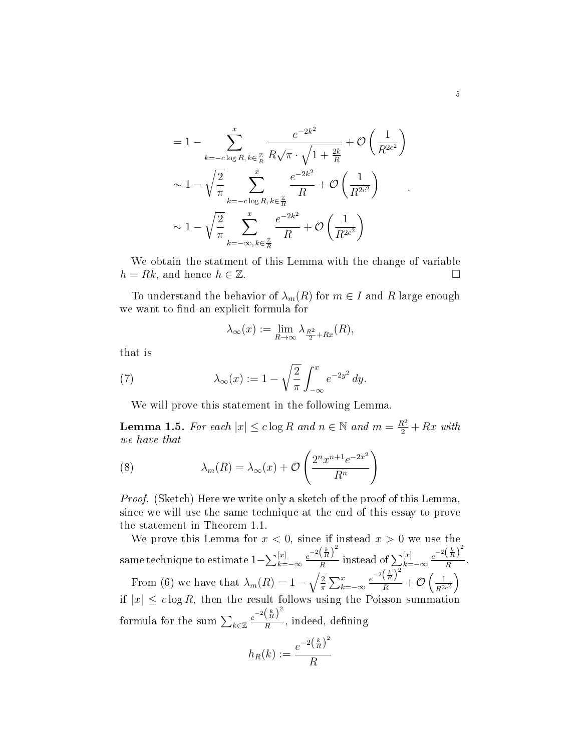$$
\begin{aligned}
&= 1 - \sum_{k=-c\log R,\, k\in\frac{\mathbb{Z}}{R}}^{x} \frac{e^{-2k^2}}{R\sqrt{\pi}\cdot\sqrt{1+\frac{2k}{R}}} + \mathcal{O}\left(\frac{1}{R^{2c^2}}\right) \\
&\sim 1 - \sqrt{\frac{2}{\pi}} \sum_{k=-c\log R,\, k\in\frac{\mathbb{Z}}{R}}^{x} \frac{e^{-2k^2}}{R} + \mathcal{O}\left(\frac{1}{R^{2c^2}}\right) \\
&\sim 1 - \sqrt{\frac{2}{\pi}} \sum_{k=-\infty,\, k\in\frac{\mathbb{Z}}{R}}^{x} \frac{e^{-2k^2}}{R} + \mathcal{O}\left(\frac{1}{R^{2c^2}}\right)
\end{aligned}
.
$$

We obtain the statment of this Lemma with the change of variable $h = Rk$, and hence $h \in \mathbb{Z}$. □

To understand the behavior of $\lambda_m(R)$ for $m \in I$ and $R$ large enough we want to find an explicit formula for

$$\lambda_\infty(x) := \lim_{R\to\infty} \lambda_{\frac{R^2}{2}+Rx}(R),$$

that is

$$\lambda_\infty(x) := 1 - \sqrt{\frac{2}{\pi}} \int_{-\infty}^{x} e^{-2y^2}\, dy. \tag{7}$$

We will prove this statement in the following Lemma.

**Lemma 1.5.** *For each $|x| \leq c\log R$ and $n \in \mathbb{N}$ and $m = \frac{R^2}{2} + Rx$ with we have that*

$$\lambda_m(R) = \lambda_\infty(x) + \mathcal{O}\left(\frac{2^n x^{n+1} e^{-2x^2}}{R^n}\right) \tag{8}$$

*Proof.* (Sketch) Here we write only a sketch of the proof of this Lemma, since we will use the same technique at the end of this essay to prove the statement in Theorem 1.1.

We prove this Lemma for $x < 0$, since if instead $x > 0$ we use the same technique to estimate $1 - \sum_{k=-\infty}^{[x]} \frac{e^{-2\left(\frac{k}{R}\right)^2}}{R}$ instead of $\sum_{k=-\infty}^{[x]} \frac{e^{-2\left(\frac{k}{R}\right)^2}}{R}$.

From (6) we have that $\lambda_m(R) = 1 - \sqrt{\frac{2}{\pi}} \sum_{k=-\infty}^{x} \frac{e^{-2\left(\frac{k}{R}\right)^2}}{R} + \mathcal{O}\left(\frac{1}{R^{2c^2}}\right)$ if $|x| \leq c\log R$, then the result follows using the Poisson summation formula for the sum $\sum_{k\in\mathbb{Z}} \frac{e^{-2\left(\frac{k}{R}\right)^2}}{R}$, indeed, defining

$$h_R(k) := \frac{e^{-2\left(\frac{k}{R}\right)^2}}{R}$$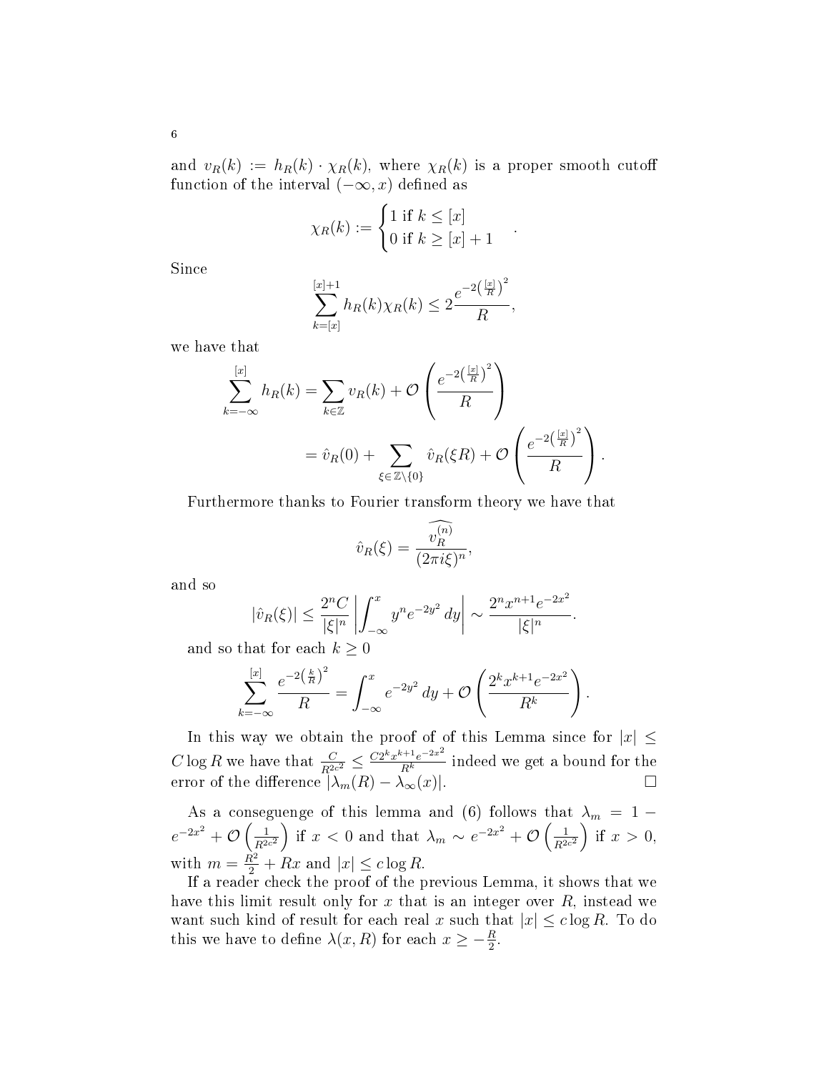and $v_R(k) := h_R(k) \cdot \chi_R(k)$, where $\chi_R(k)$ is a proper smooth cutoff function of the interval $(-\infty, x)$ defined as

$$\chi_R(k) := \begin{cases} 1 \text{ if } k \leq [x] \\ 0 \text{ if } k \geq [x]+1 \end{cases}.$$

Since

$$\sum_{k=[x]}^{[x]+1} h_R(k)\chi_R(k) \leq 2\frac{e^{-2\left(\frac{[x]}{R}\right)^2}}{R},$$

we have that

$$\begin{aligned}
\sum_{k=-\infty}^{[x]} h_R(k) &= \sum_{k\in\mathbb{Z}} v_R(k) + \mathcal{O}\left(\frac{e^{-2\left(\frac{[x]}{R}\right)^2}}{R}\right) \\
&= \hat{v}_R(0) + \sum_{\xi\in\mathbb{Z}\setminus\{0\}} \hat{v}_R(\xi R) + \mathcal{O}\left(\frac{e^{-2\left(\frac{[x]}{R}\right)^2}}{R}\right).
\end{aligned}$$

Furthermore thanks to Fourier transform theory we have that

$$\hat{v}_R(\xi) = \frac{\widehat{v_R^{(n)}}}{(2\pi i\xi)^n},$$

and so

$$|\hat{v}_R(\xi)| \leq \frac{2^n C}{|\xi|^n}\left|\int_{-\infty}^x y^n e^{-2y^2}\,dy\right| \sim \frac{2^n x^{n+1} e^{-2x^2}}{|\xi|^n}.$$

and so that for each $k \geq 0$

$$\sum_{k=-\infty}^{[x]} \frac{e^{-2\left(\frac{k}{R}\right)^2}}{R} = \int_{-\infty}^x e^{-2y^2}\,dy + \mathcal{O}\left(\frac{2^k x^{k+1} e^{-2x^2}}{R^k}\right).$$

In this way we obtain the proof of of this Lemma since for $|x| \leq C\log R$ we have that $\frac{C}{R^{2c^2}} \leq \frac{C2^k x^{k+1}e^{-2x^2}}{R^k}$ indeed we get a bound for the error of the difference $|\lambda_m(R) - \lambda_\infty(x)|$. $\square$

As a conseguenge of this lemma and (6) follows that $\lambda_m = 1 - e^{-2x^2} + \mathcal{O}\left(\frac{1}{R^{2c^2}}\right)$ if $x < 0$ and that $\lambda_m \sim e^{-2x^2} + \mathcal{O}\left(\frac{1}{R^{2c^2}}\right)$ if $x > 0$, with $m = \frac{R^2}{2} + Rx$ and $|x| \leq c\log R$.

If a reader check the proof of the previous Lemma, it shows that we have this limit result only for $x$ that is an integer over $R$, instead we want such kind of result for each real $x$ such that $|x| \leq c\log R$. To do this we have to define $\lambda(x, R)$ for each $x \geq -\frac{R}{2}$.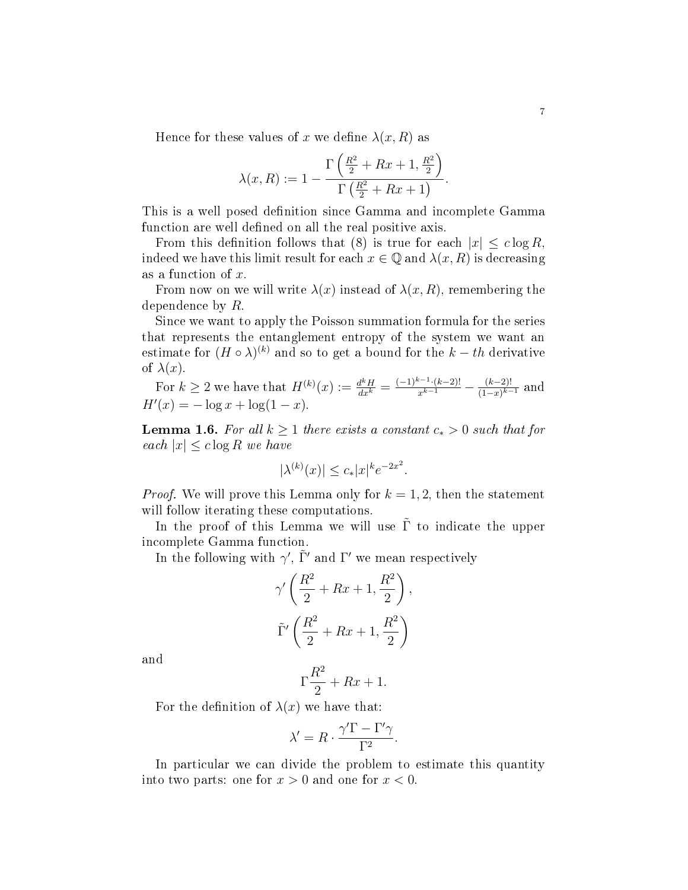Hence for these values of $x$ we define $\lambda(x, R)$ as

$$\lambda(x, R) := 1 - \frac{\Gamma\left(\frac{R^2}{2} + Rx + 1, \frac{R^2}{2}\right)}{\Gamma\left(\frac{R^2}{2} + Rx + 1\right)}.$$

This is a well posed definition since Gamma and incomplete Gamma function are well defined on all the real positive axis.

From this definition follows that (8) is true for each $|x| \leq c \log R$, indeed we have this limit result for each $x \in \mathbb{Q}$ and $\lambda(x, R)$ is decreasing as a function of $x$.

From now on we will write $\lambda(x)$ instead of $\lambda(x, R)$, remembering the dependence by $R$.

Since we want to apply the Poisson summation formula for the series that represents the entanglement entropy of the system we want an estimate for $(H \circ \lambda)^{(k)}$ and so to get a bound for the $k-th$ derivative of $\lambda(x)$.

For $k \geq 2$ we have that $H^{(k)}(x) := \frac{d^k H}{dx^k} = \frac{(-1)^{k-1} \cdot (k-2)!}{x^{k-1}} - \frac{(k-2)!}{(1-x)^{k-1}}$ and $H'(x) = -\log x + \log(1-x)$.

**Lemma 1.6.** *For all $k \geq 1$ there exists a constant $c_* > 0$ such that for each $|x| \leq c \log R$ we have*

$$|\lambda^{(k)}(x)| \leq c_* |x|^k e^{-2x^2}.$$

*Proof.* We will prove this Lemma only for $k = 1, 2$, then the statement will follow iterating these computations.

In the proof of this Lemma we will use $\tilde{\Gamma}$ to indicate the upper incomplete Gamma function.

In the following with $\gamma'$, $\tilde{\Gamma}'$ and $\Gamma'$ we mean respectively

$$\gamma'\left(\frac{R^2}{2} + Rx + 1, \frac{R^2}{2}\right),$$

$$\tilde{\Gamma}'\left(\frac{R^2}{2} + Rx + 1, \frac{R^2}{2}\right)$$

and

$$\Gamma\frac{R^2}{2} + Rx + 1.$$

For the definition of $\lambda(x)$ we have that:

$$\lambda' = R \cdot \frac{\gamma'\Gamma - \Gamma'\gamma}{\Gamma^2}.$$

In particular we can divide the problem to estimate this quantity into two parts: one for $x > 0$ and one for $x < 0$.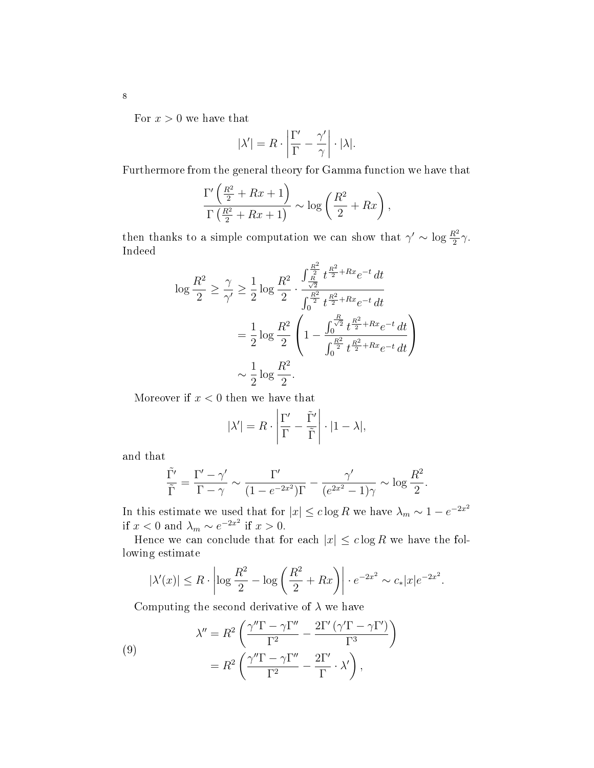For $x > 0$ we have that

$$|\lambda'| = R \cdot \left| \frac{\Gamma'}{\Gamma} - \frac{\gamma'}{\gamma} \right| \cdot |\lambda|.$$

Furthermore from the general theory for Gamma function we have that

$$\frac{\Gamma'\left(\frac{R^2}{2} + Rx + 1\right)}{\Gamma\left(\frac{R^2}{2} + Rx + 1\right)} \sim \log\left(\frac{R^2}{2} + Rx\right),$$

then thanks to a simple computation we can show that $\gamma' \sim \log \frac{R^2}{2}\gamma$. Indeed

$$\begin{aligned}
\log \frac{R^2}{2} \geq \frac{\gamma}{\gamma'} &\geq \frac{1}{2} \log \frac{R^2}{2} \cdot \frac{\int_{\frac{R}{\sqrt{2}}}^{\frac{R^2}{2}} t^{\frac{R^2}{2}+Rx} e^{-t}\, dt}{\int_0^{\frac{R^2}{2}} t^{\frac{R^2}{2}+Rx} e^{-t}\, dt} \\
&= \frac{1}{2} \log \frac{R^2}{2} \left( 1 - \frac{\int_0^{\frac{R}{\sqrt{2}}} t^{\frac{R^2}{2}+Rx} e^{-t}\, dt}{\int_0^{\frac{R^2}{2}} t^{\frac{R^2}{2}+Rx} e^{-t}\, dt} \right) \\
&\sim \frac{1}{2} \log \frac{R^2}{2}.
\end{aligned}$$

Moreover if $x < 0$ then we have that

$$|\lambda'| = R \cdot \left| \frac{\Gamma'}{\Gamma} - \frac{\tilde{\Gamma}'}{\tilde{\Gamma}} \right| \cdot |1 - \lambda|,$$

and that

$$\frac{\tilde{\Gamma}'}{\tilde{\Gamma}} = \frac{\Gamma' - \gamma'}{\Gamma - \gamma} \sim \frac{\Gamma'}{(1 - e^{-2x^2})\Gamma} - \frac{\gamma'}{(e^{2x^2} - 1)\gamma} \sim \log \frac{R^2}{2}.$$

In this estimate we used that for $|x| \leq c \log R$ we have $\lambda_m \sim 1 - e^{-2x^2}$ if $x < 0$ and $\lambda_m \sim e^{-2x^2}$ if $x > 0$.

Hence we can conclude that for each $|x| \leq c \log R$ we have the following estimate

$$|\lambda'(x)| \leq R \cdot \left| \log \frac{R^2}{2} - \log\left(\frac{R^2}{2} + Rx\right) \right| \cdot e^{-2x^2} \sim c_* |x| e^{-2x^2}.$$

Computing the second derivative of $\lambda$ we have

$$\begin{aligned}
\lambda'' &= R^2 \left( \frac{\gamma''\Gamma - \gamma\Gamma''}{\Gamma^2} - \frac{2\Gamma'\left(\gamma'\Gamma - \gamma\Gamma'\right)}{\Gamma^3} \right) \\
&= R^2 \left( \frac{\gamma''\Gamma - \gamma\Gamma''}{\Gamma^2} - \frac{2\Gamma'}{\Gamma} \cdot \lambda' \right),
\end{aligned} \tag{9}$$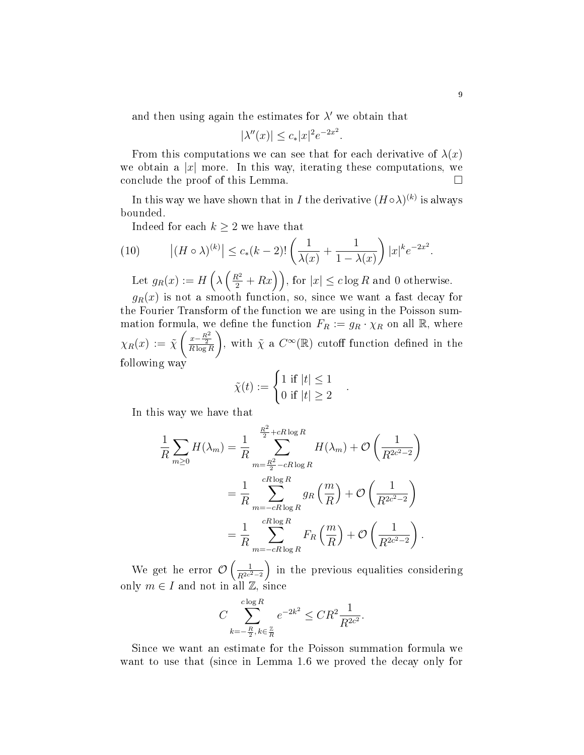and then using again the estimates for $\lambda'$ we obtain that

$$|\lambda''(x)| \leq c_* |x|^2 e^{-2x^2}.$$

From this computations we can see that for each derivative of $\lambda(x)$ we obtain a $|x|$ more. In this way, iterating these computations, we conclude the proof of this Lemma. $\square$

In this way we have shown that in $I$ the derivative $(H \circ \lambda)^{(k)}$ is always bounded.

Indeed for each $k \geq 2$ we have that

$$\left|(H \circ \lambda)^{(k)}\right| \leq c_* (k-2)! \left( \frac{1}{\lambda(x)} + \frac{1}{1-\lambda(x)} \right) |x|^k e^{-2x^2}. \tag{10}$$

Let $g_R(x) := H\left(\lambda\left(\frac{R^2}{2} + Rx\right)\right)$, for $|x| \leq c \log R$ and $0$ otherwise.

$g_R(x)$ is not a smooth function, so, since we want a fast decay for the Fourier Transform of the function we are using in the Poisson summation formula, we define the function $F_R := g_R \cdot \chi_R$ on all $\mathbb{R}$, where $\chi_R(x) := \tilde{\chi}\left(\frac{x - \frac{R^2}{2}}{R \log R}\right)$, with $\tilde{\chi}$ a $C^\infty(\mathbb{R})$ cutoff function defined in the following way

$$\tilde{\chi}(t) := \begin{cases} 1 \text{ if } |t| \leq 1 \\ 0 \text{ if } |t| \geq 2 \end{cases}.$$

In this way we have that

$$\begin{aligned}
\frac{1}{R} \sum_{m \geq 0} H(\lambda_m) &= \frac{1}{R} \sum_{m=\frac{R^2}{2} - cR\log R}^{\frac{R^2}{2} + cR\log R} H(\lambda_m) + \mathcal{O}\left(\frac{1}{R^{2c^2-2}}\right) \\
&= \frac{1}{R} \sum_{m=-cR\log R}^{cR\log R} g_R\left(\frac{m}{R}\right) + \mathcal{O}\left(\frac{1}{R^{2c^2-2}}\right) \\
&= \frac{1}{R} \sum_{m=-cR\log R}^{cR\log R} F_R\left(\frac{m}{R}\right) + \mathcal{O}\left(\frac{1}{R^{2c^2-2}}\right).
\end{aligned}$$

We get he error $\mathcal{O}\left(\frac{1}{R^{2c^2-2}}\right)$ in the previous equalities considering only $m \in I$ and not in all $\mathbb{Z}$, since

$$C \sum_{k=-\frac{R}{2}, k \in \frac{\mathbb{Z}}{R}}^{c \log R} e^{-2k^2} \leq CR^2 \frac{1}{R^{2c^2}}.$$

Since we want an estimate for the Poisson summation formula we want to use that (since in Lemma 1.6 we proved the decay only for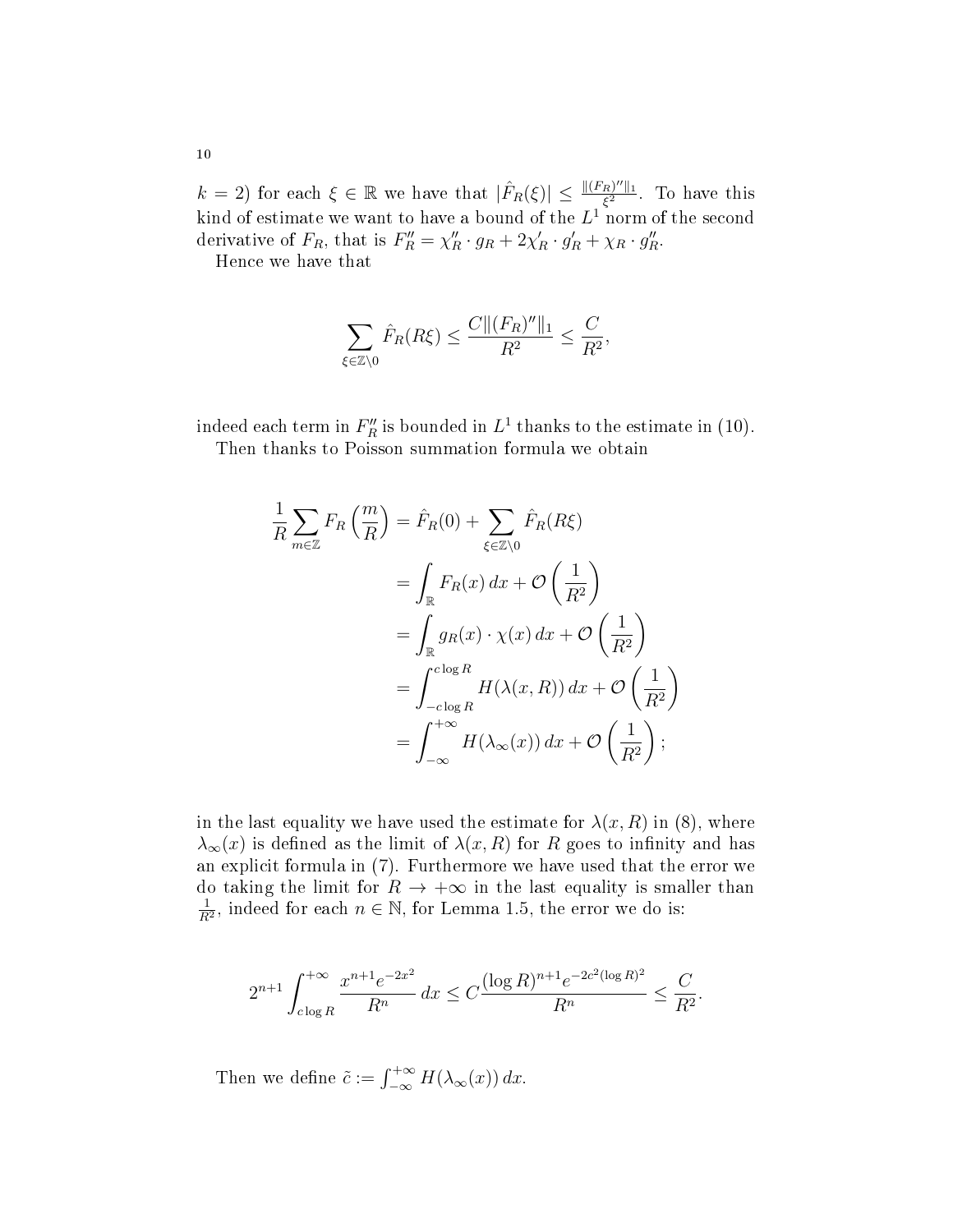$k = 2$) for each $\xi \in \mathbb{R}$ we have that $|\hat{F}_R(\xi)| \le \frac{\|(F_R)''\|_1}{\xi^2}$. To have this kind of estimate we want to have a bound of the $L^1$ norm of the second derivative of $F_R$, that is $F_R'' = \chi_R'' \cdot g_R + 2\chi_R' \cdot g_R' + \chi_R \cdot g_R''$.

Hence we have that

$$\sum_{\xi \in \mathbb{Z} \setminus 0} \hat{F}_R(R\xi) \le \frac{C\|(F_R)''\|_1}{R^2} \le \frac{C}{R^2},$$

indeed each term in $F_R''$ is bounded in $L^1$ thanks to the estimate in (10).

Then thanks to Poisson summation formula we obtain

$$\begin{aligned}
\frac{1}{R}\sum_{m\in\mathbb{Z}} F_R\left(\frac{m}{R}\right) &= \hat{F}_R(0) + \sum_{\xi\in\mathbb{Z}\setminus 0} \hat{F}_R(R\xi) \\
&= \int_{\mathbb{R}} F_R(x)\,dx + \mathcal{O}\left(\frac{1}{R^2}\right) \\
&= \int_{\mathbb{R}} g_R(x)\cdot\chi(x)\,dx + \mathcal{O}\left(\frac{1}{R^2}\right) \\
&= \int_{-c\log R}^{c\log R} H(\lambda(x,R))\,dx + \mathcal{O}\left(\frac{1}{R^2}\right) \\
&= \int_{-\infty}^{+\infty} H(\lambda_\infty(x))\,dx + \mathcal{O}\left(\frac{1}{R^2}\right);
\end{aligned}$$

in the last equality we have used the estimate for $\lambda(x,R)$ in (8), where $\lambda_\infty(x)$ is defined as the limit of $\lambda(x,R)$ for $R$ goes to infinity and has an explicit formula in (7). Furthermore we have used that the error we do taking the limit for $R \to +\infty$ in the last equality is smaller than $\frac{1}{R^2}$, indeed for each $n \in \mathbb{N}$, for Lemma 1.5, the error we do is:

$$2^{n+1}\int_{c\log R}^{+\infty} \frac{x^{n+1}e^{-2x^2}}{R^n}\,dx \le C\frac{(\log R)^{n+1}e^{-2c^2(\log R)^2}}{R^n} \le \frac{C}{R^2}.$$

Then we define $\tilde{c} := \int_{-\infty}^{+\infty} H(\lambda_\infty(x))\,dx$.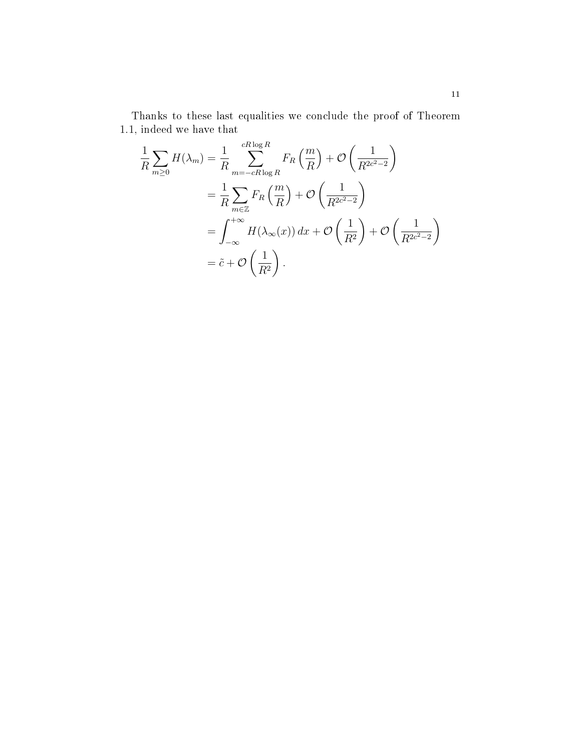Thanks to these last equalities we conclude the proof of Theorem 1.1, indeed we have that

$$
\begin{aligned}
\frac{1}{R}\sum_{m\geq 0} H(\lambda_m) &= \frac{1}{R}\sum_{m=-cR\log R}^{cR\log R} F_R\left(\frac{m}{R}\right) + \mathcal{O}\left(\frac{1}{R^{2c^2-2}}\right) \\
&= \frac{1}{R}\sum_{m\in\mathbb{Z}} F_R\left(\frac{m}{R}\right) + \mathcal{O}\left(\frac{1}{R^{2c^2-2}}\right) \\
&= \int_{-\infty}^{+\infty} H(\lambda_\infty(x))\, dx + \mathcal{O}\left(\frac{1}{R^2}\right) + \mathcal{O}\left(\frac{1}{R^{2c^2-2}}\right) \\
&= \tilde{c} + \mathcal{O}\left(\frac{1}{R^2}\right).
\end{aligned}
$$